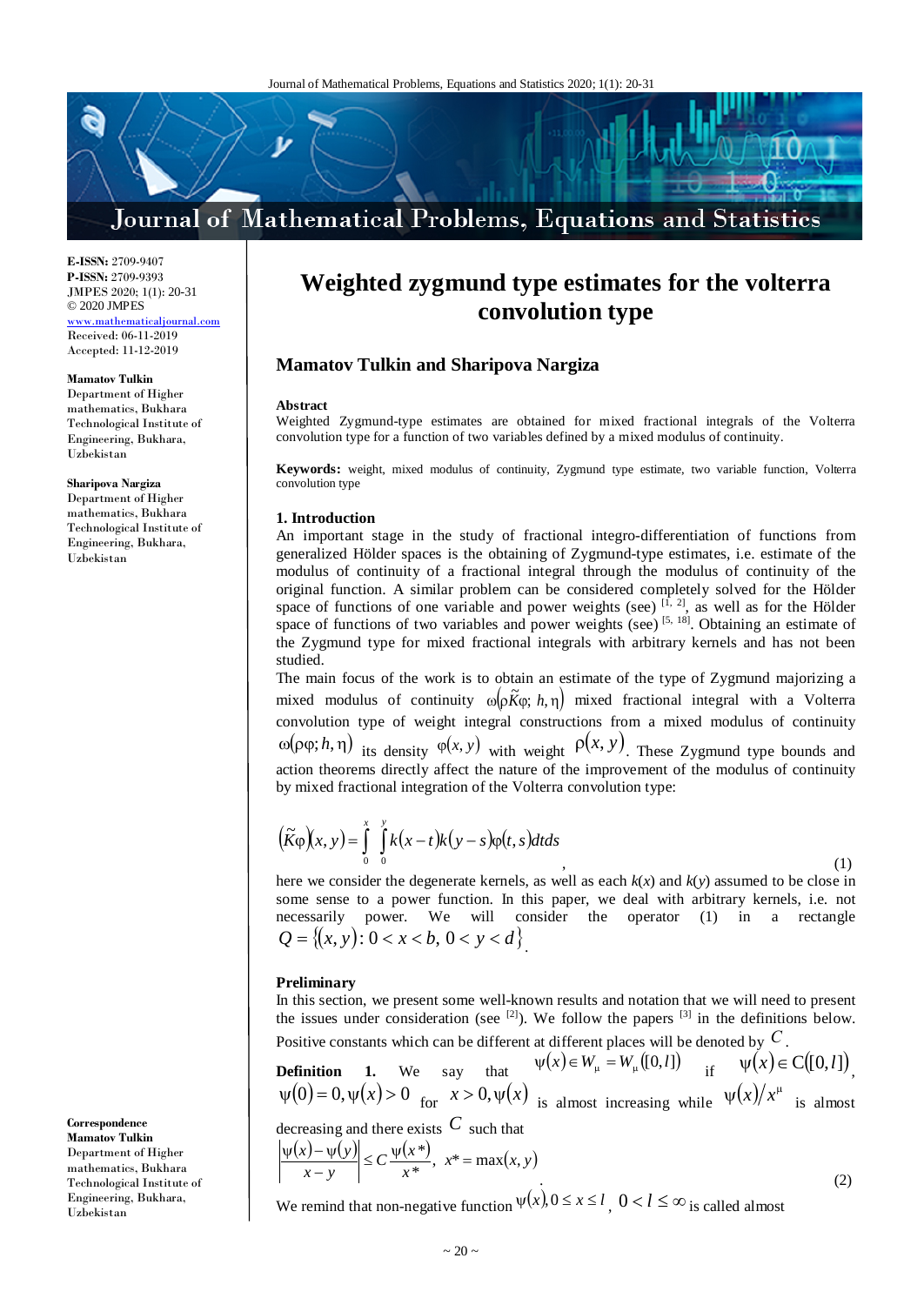E-ISSN: 2709-9407
P-ISSN: 2709-9393
JMPES 2020; 1(1): 20-31
© 2020 JMPES
www.mathematicaljournal.com
Received: 06-11-2019
Accepted: 11-12-2019

**Mamatov Tulkin**
Department of Higher mathematics, Bukhara Technological Institute of Engineering, Bukhara, Uzbekistan

**Sharipova Nargiza**
Department of Higher mathematics, Bukhara Technological Institute of Engineering, Bukhara, Uzbekistan

**Correspondence**
**Mamatov Tulkin**
Department of Higher mathematics, Bukhara Technological Institute of Engineering, Bukhara, Uzbekistan

# Weighted zygmund type estimates for the volterra convolution type

## Mamatov Tulkin and Sharipova Nargiza

**Abstract**
Weighted Zygmund-type estimates are obtained for mixed fractional integrals of the Volterra convolution type for a function of two variables defined by a mixed modulus of continuity.

**Keywords:** weight, mixed modulus of continuity, Zygmund type estimate, two variable function, Volterra convolution type

### 1. Introduction

An important stage in the study of fractional integro-differentiation of functions from generalized Hölder spaces is the obtaining of Zygmund-type estimates, i.e. estimate of the modulus of continuity of a fractional integral through the modulus of continuity of the original function. A similar problem can be considered completely solved for the Hölder space of functions of one variable and power weights (see) [1, 2], as well as for the Hölder space of functions of two variables and power weights (see) [5, 18]. Obtaining an estimate of the Zygmund type for mixed fractional integrals with arbitrary kernels and has not been studied.

The main focus of the work is to obtain an estimate of the type of Zygmund majorizing a mixed modulus of continuity $\omega(\rho\tilde{K}\varphi; h,\eta)$ mixed fractional integral with a Volterra convolution type of weight integral constructions from a mixed modulus of continuity $\omega(\rho\varphi; h,\eta)$ its density $\varphi(x,y)$ with weight $\rho(x,y)$. These Zygmund type bounds and action theorems directly affect the nature of the improvement of the modulus of continuity by mixed fractional integration of the Volterra convolution type:

$$\left(\tilde{K}\varphi\right)(x,y)=\int_0^x\int_0^y k(x-t)k(y-s)\varphi(t,s)dtds \quad (1)$$

here we consider the degenerate kernels, as well as each $k(x)$ and $k(y)$ assumed to be close in some sense to a power function. In this paper, we deal with arbitrary kernels, i.e. not necessarily power. We will consider the operator (1) in a rectangle $Q=\{(x,y): 0<x<b,\ 0<y<d\}$.

### Preliminary

In this section, we present some well-known results and notation that we will need to present the issues under consideration (see [2]). We follow the papers [3] in the definitions below. Positive constants which can be different at different places will be denoted by $C$.

**Definition 1.** We say that $\psi(x)\in W_\mu=W_\mu([0,l])$ if $\psi(x)\in C([0,l])$, $\psi(0)=0, \psi(x)>0$ for $x>0, \psi(x)$ is almost increasing while $\psi(x)/x^\mu$ is almost decreasing and there exists $C$ such that

$$\left|\frac{\psi(x)-\psi(y)}{x-y}\right|\le C\frac{\psi(x^*)}{x^*},\ x^*=\max(x,y) \quad (2)$$

We remind that non-negative function $\psi(x), 0\le x\le l$, $0<l\le\infty$ is called almost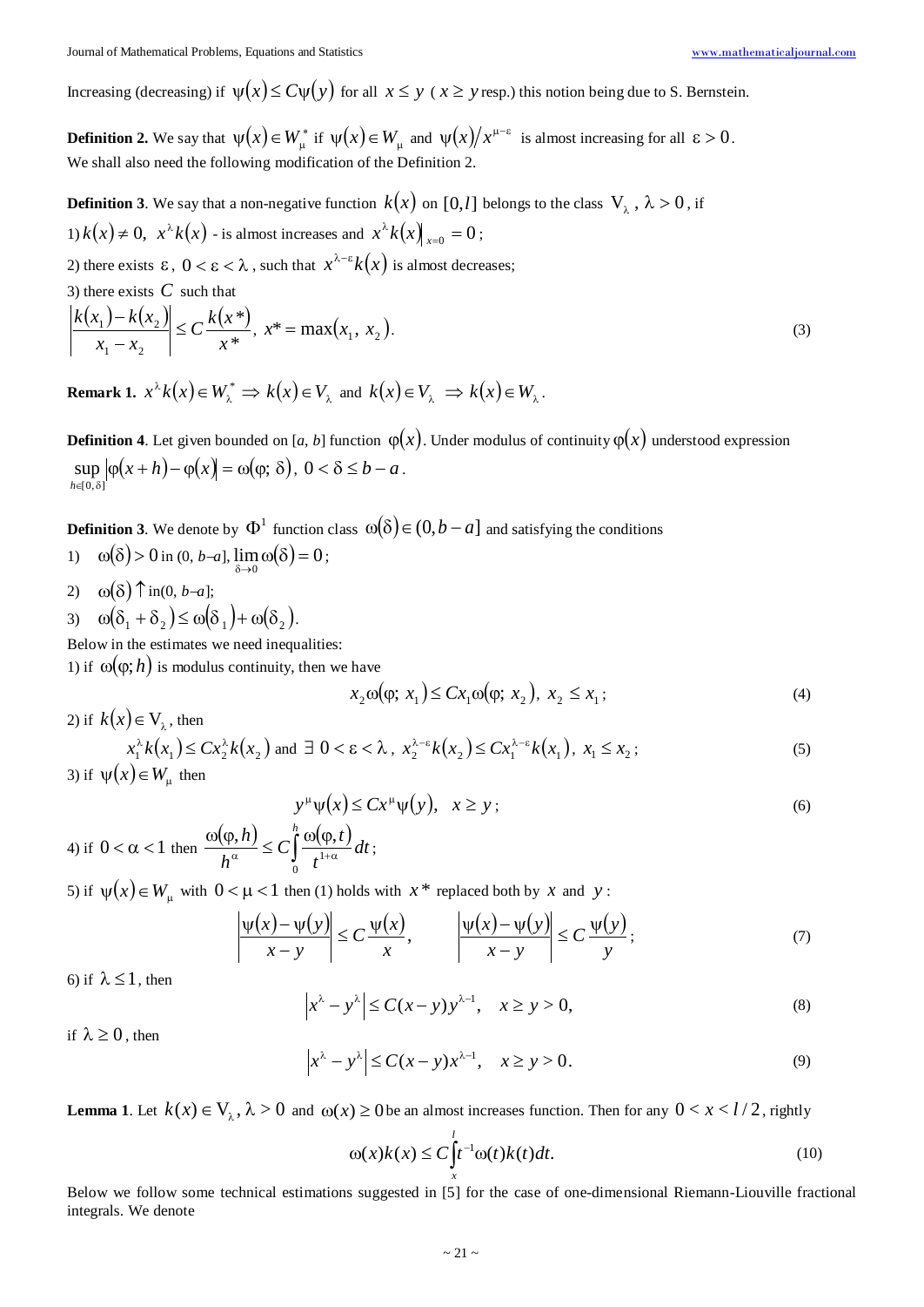Increasing (decreasing) if $\psi(x) \le C\psi(y)$ for all $x \le y$ ( $x \ge y$ resp.) this notion being due to S. Bernstein.

**Definition 2.** We say that $\psi(x) \in W_\mu^*$ if $\psi(x) \in W_\mu$ and $\psi(x)/x^{\mu-\varepsilon}$ is almost increasing for all $\varepsilon > 0$.
We shall also need the following modification of the Definition 2.

**Definition 3**. We say that a non-negative function $k(x)$ on $[0, l]$ belongs to the class $V_\lambda$, $\lambda > 0$, if

1) $k(x) \ne 0$, $x^\lambda k(x)$ - is almost increases and $x^\lambda k(x)\big|_{x=0} = 0$;

2) there exists $\varepsilon$, $0 < \varepsilon < \lambda$, such that $x^{\lambda-\varepsilon}k(x)$ is almost decreases;

3) there exists $C$ such that

$$\left|\frac{k(x_1) - k(x_2)}{x_1 - x_2}\right| \le C\frac{k(x^*)}{x^*}, \; x^* = \max(x_1, x_2). \tag{3}$$

**Remark 1.** $x^\lambda k(x) \in W_\lambda^* \Rightarrow k(x) \in V_\lambda$ and $k(x) \in V_\lambda \Rightarrow k(x) \in W_\lambda$.

**Definition 4**. Let given bounded on [*a*, *b*] function $\varphi(x)$. Under modulus of continuity $\varphi(x)$ understood expression $\sup\limits_{h\in[0,\delta]}|\varphi(x+h) - \varphi(x)| = \omega(\varphi;\, \delta)$, $0 < \delta \le b - a$.

**Definition 3**. We denote by $\Phi^1$ function class $\omega(\delta) \in (0, b-a]$ and satisfying the conditions

1) $\omega(\delta) > 0$ in (0, *b*–*a*], $\lim\limits_{\delta\to 0}\omega(\delta) = 0$;
2) $\omega(\delta)\uparrow$ in(0, *b*–*a*];
3) $\omega(\delta_1 + \delta_2) \le \omega(\delta_1) + \omega(\delta_2)$.

Below in the estimates we need inequalities:

1) if $\omega(\varphi; h)$ is modulus continuity, then we have

$$x_2\omega(\varphi;\, x_1) \le Cx_1\omega(\varphi;\, x_2), \; x_2 \le x_1; \tag{4}$$

2) if $k(x) \in V_\lambda$, then

$$x_1^\lambda k(x_1) \le Cx_2^\lambda k(x_2) \text{ and } \exists\; 0 < \varepsilon < \lambda,\; x_2^{\lambda-\varepsilon}k(x_2) \le Cx_1^{\lambda-\varepsilon}k(x_1),\; x_1 \le x_2; \tag{5}$$

3) if $\psi(x) \in W_\mu$ then

$$y^\mu\psi(x) \le Cx^\mu\psi(y), \quad x \ge y; \tag{6}$$

4) if $0 < \alpha < 1$ then $\dfrac{\omega(\varphi, h)}{h^\alpha} \le C\displaystyle\int_0^h \frac{\omega(\varphi, t)}{t^{1+\alpha}}dt$;

5) if $\psi(x) \in W_\mu$ with $0 < \mu < 1$ then (1) holds with $x^*$ replaced both by $x$ and $y$:

$$\left|\frac{\psi(x) - \psi(y)}{x - y}\right| \le C\frac{\psi(x)}{x}, \qquad \left|\frac{\psi(x) - \psi(y)}{x - y}\right| \le C\frac{\psi(y)}{y}; \tag{7}$$

6) if $\lambda \le 1$, then

$$\left|x^\lambda - y^\lambda\right| \le C(x - y)y^{\lambda-1}, \quad x \ge y > 0, \tag{8}$$

if $\lambda \ge 0$, then

$$\left|x^\lambda - y^\lambda\right| \le C(x - y)x^{\lambda-1}, \quad x \ge y > 0. \tag{9}$$

**Lemma 1**. Let $k(x) \in V_\lambda$, $\lambda > 0$ and $\omega(x) \ge 0$ be an almost increases function. Then for any $0 < x < l/2$, rightly

$$\omega(x)k(x) \le C\int_x^l t^{-1}\omega(t)k(t)dt. \tag{10}$$

Below we follow some technical estimations suggested in [5] for the case of one-dimensional Riemann-Liouville fractional integrals. We denote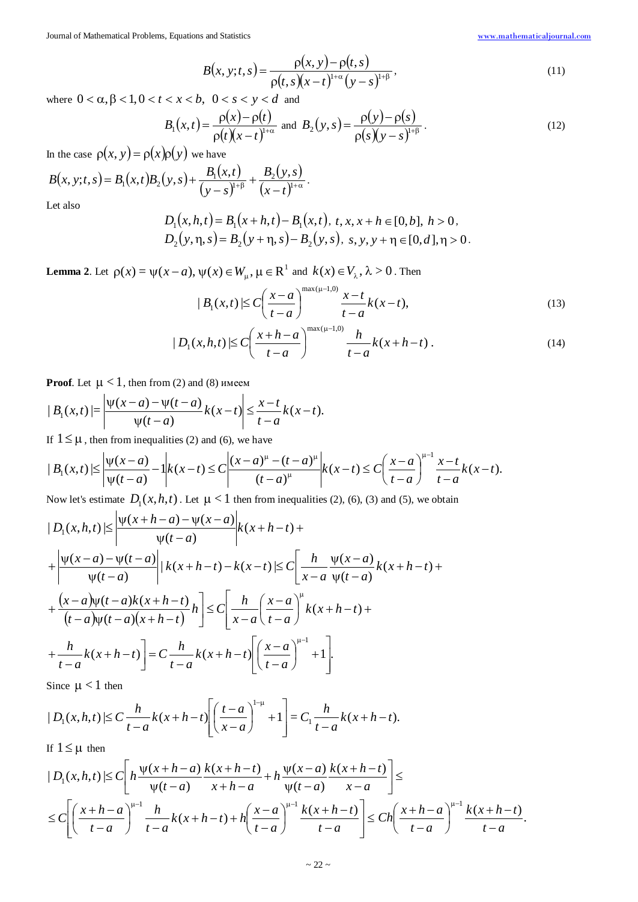$$B(x,y;t,s)=\frac{\rho(x,y)-\rho(t,s)}{\rho(t,s)(x-t)^{1+\alpha}(y-s)^{1+\beta}}, \tag{11}$$

where $0<\alpha,\beta<1, 0<t<x<b,\ \ 0<s<y<d$ and

$$B_1(x,t)=\frac{\rho(x)-\rho(t)}{\rho(t)(x-t)^{1+\alpha}} \text{ and } B_2(y,s)=\frac{\rho(y)-\rho(s)}{\rho(s)(y-s)^{1+\beta}}. \tag{12}$$

In the case $\rho(x,y)=\rho(x)\rho(y)$ we have

$$B(x,y;t,s)=B_1(x,t)B_2(y,s)+\frac{B_1(x,t)}{(y-s)^{1+\beta}}+\frac{B_2(y,s)}{(x-t)^{1+\alpha}}.$$

Let also

$$D_1(x,h,t)=B_1(x+h,t)-B_1(x,t),\ t,x,x+h\in[0,b],\ h>0,$$
$$D_2(y,\eta,s)=B_2(y+\eta,s)-B_2(y,s),\ s,y,y+\eta\in[0,d],\eta>0.$$

**Lemma 2**. Let $\rho(x)=\psi(x-a), \psi(x)\in W_\mu, \mu\in R^1$ and $k(x)\in V_\lambda, \lambda>0$. Then

$$|B_1(x,t)|\le C\left(\frac{x-a}{t-a}\right)^{\max(\mu-1,0)}\frac{x-t}{t-a}k(x-t), \tag{13}$$

$$|D_1(x,h,t)|\le C\left(\frac{x+h-a}{t-a}\right)^{\max(\mu-1,0)}\frac{h}{t-a}k(x+h-t). \tag{14}$$

**Proof**. Let $\mu<1$, then from (2) and (8) имеем

$$|B_1(x,t)|=\left|\frac{\psi(x-a)-\psi(t-a)}{\psi(t-a)}k(x-t)\right|\le\frac{x-t}{t-a}k(x-t).$$

If $1\le\mu$, then from inequalities (2) and (6), we have

$$|B_1(x,t)|\le\left|\frac{\psi(x-a)}{\psi(t-a)}-1\right|k(x-t)\le C\left|\frac{(x-a)^\mu-(t-a)^\mu}{(t-a)^\mu}\right|k(x-t)\le C\left(\frac{x-a}{t-a}\right)^{\mu-1}\frac{x-t}{t-a}k(x-t).$$

Now let's estimate $D_1(x,h,t)$. Let $\mu<1$ then from inequalities (2), (6), (3) and (5), we obtain

$$\begin{aligned}
|D_1(x,h,t)|&\le\left|\frac{\psi(x+h-a)-\psi(x-a)}{\psi(t-a)}\right|k(x+h-t)+\\
&+\left|\frac{\psi(x-a)-\psi(t-a)}{\psi(t-a)}\right||k(x+h-t)-k(x-t)|\le C\left[\frac{h}{x-a}\frac{\psi(x-a)}{\psi(t-a)}k(x+h-t)+\right.\\
&\left.+\frac{(x-a)\psi(t-a)k(x+h-t)}{(t-a)\psi(t-a)(x+h-t)}h\right]\le C\left[\frac{h}{x-a}\left(\frac{x-a}{t-a}\right)^\mu k(x+h-t)+\right.\\
&\left.+\frac{h}{t-a}k(x+h-t)\right]=C\frac{h}{t-a}k(x+h-t)\left[\left(\frac{x-a}{t-a}\right)^{\mu-1}+1\right].
\end{aligned}$$

Since $\mu<1$ then

$$|D_1(x,h,t)|\le C\frac{h}{t-a}k(x+h-t)\left[\left(\frac{t-a}{x-a}\right)^{1-\mu}+1\right]=C_1\frac{h}{t-a}k(x+h-t).$$

If $1\le\mu$ then

$$\begin{aligned}
|D_1(x,h,t)|&\le C\left[h\frac{\psi(x+h-a)}{\psi(t-a)}\frac{k(x+h-t)}{x+h-a}+h\frac{\psi(x-a)}{\psi(t-a)}\frac{k(x+h-t)}{x-a}\right]\le\\
&\le C\left[\left(\frac{x+h-a}{t-a}\right)^{\mu-1}\frac{h}{t-a}k(x+h-t)+h\left(\frac{x-a}{t-a}\right)^{\mu-1}\frac{k(x+h-t)}{t-a}\right]\le Ch\left(\frac{x+h-a}{t-a}\right)^{\mu-1}\frac{k(x+h-t)}{t-a}.
\end{aligned}$$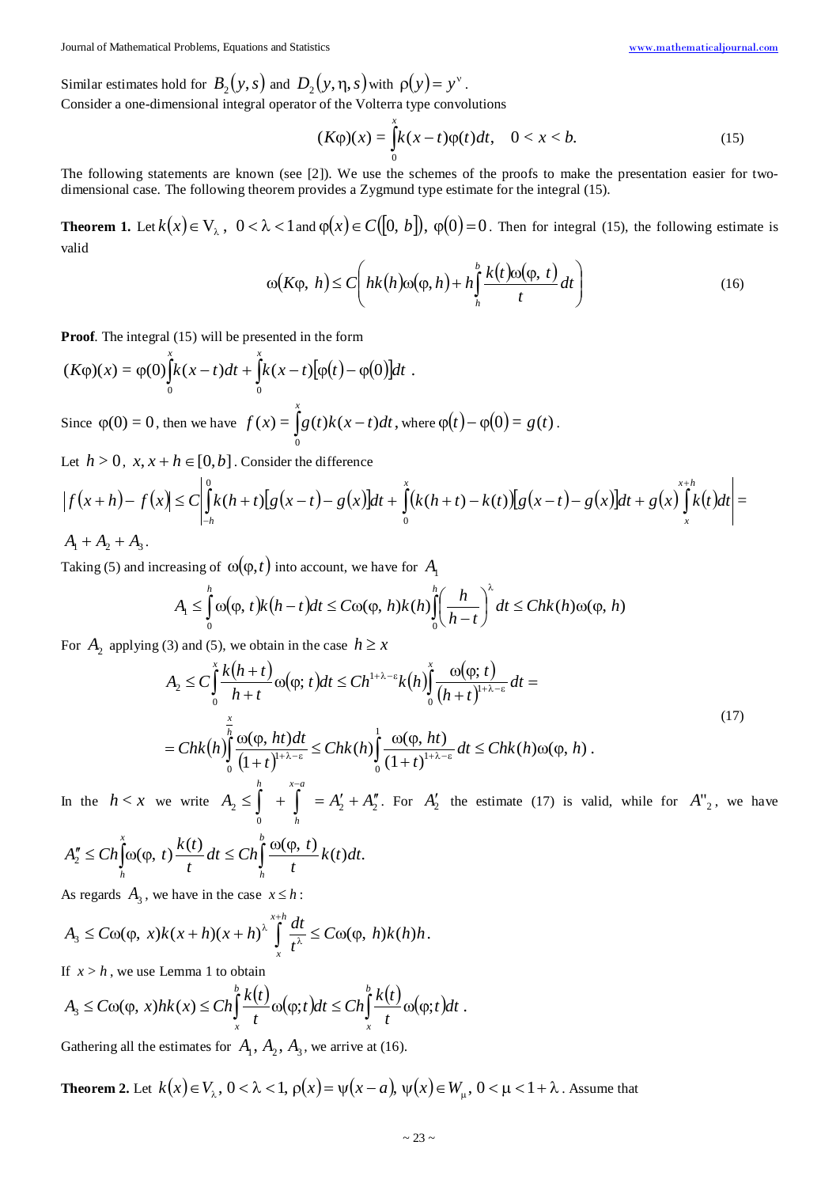Similar estimates hold for $B_2(y,s)$ and $D_2(y,\eta,s)$ with $\rho(y)=y^{\nu}$.

Consider a one-dimensional integral operator of the Volterra type convolutions

$$(K\varphi)(x) = \int_0^x k(x-t)\varphi(t)dt, \quad 0 < x < b. \tag{15}$$

The following statements are known (see [2]). We use the schemes of the proofs to make the presentation easier for two-dimensional case. The following theorem provides a Zygmund type estimate for the integral (15).

**Theorem 1.** Let $k(x) \in V_\lambda$, $0 < \lambda < 1$ and $\varphi(x) \in C([0, b])$, $\varphi(0) = 0$. Then for integral (15), the following estimate is valid

$$\omega(K\varphi, h) \le C\left( hk(h)\omega(\varphi, h) + h\int_h^b \frac{k(t)\omega(\varphi, t)}{t}dt \right) \tag{16}$$

**Proof**. The integral (15) will be presented in the form

$$(K\varphi)(x) = \varphi(0)\int_0^x k(x-t)dt + \int_0^x k(x-t)[\varphi(t) - \varphi(0)]dt .$$

Since $\varphi(0) = 0$, then we have $f(x) = \int_0^x g(t)k(x-t)dt$, where $\varphi(t) - \varphi(0) = g(t)$.

Let $h > 0$, $x, x+h \in [0,b]$. Consider the difference

$$|f(x+h) - f(x)| \le C\left| \int_{-h}^0 k(h+t)[g(x-t) - g(x)]dt + \int_0^x (k(h+t) - k(t))[g(x-t) - g(x)]dt + g(x)\int_x^{x+h} k(t)dt \right| =$$

$A_1 + A_2 + A_3$.

Taking (5) and increasing of $\omega(\varphi, t)$ into account, we have for $A_1$

$$A_1 \le \int_0^h \omega(\varphi, t)k(h-t)dt \le C\omega(\varphi, h)k(h)\int_0^h \left(\frac{h}{h-t}\right)^\lambda dt \le Chk(h)\omega(\varphi, h)$$

For $A_2$ applying (3) and (5), we obtain in the case $h \ge x$

$$A_2 \le C\int_0^x \frac{k(h+t)}{h+t}\omega(\varphi; t)dt \le Ch^{1+\lambda-\varepsilon}k(h)\int_0^x \frac{\omega(\varphi; t)}{(h+t)^{1+\lambda-\varepsilon}}dt =$$
$$= Chk(h)\int_0^{\frac{x}{h}} \frac{\omega(\varphi, ht)dt}{(1+t)^{1+\lambda-\varepsilon}} \le Chk(h)\int_0^1 \frac{\omega(\varphi, ht)}{(1+t)^{1+\lambda-\varepsilon}}dt \le Chk(h)\omega(\varphi, h). \tag{17}$$

In the $h < x$ we write $A_2 \le \int_0^h + \int_h^{x-a} = A_2' + A_2''$. For $A_2'$ the estimate (17) is valid, while for $A''_2$, we have

$$A_2'' \le Ch\int_h^x \omega(\varphi, t)\frac{k(t)}{t}dt \le Ch\int_h^b \frac{\omega(\varphi, t)}{t}k(t)dt.$$

As regards $A_3$, we have in the case $x \le h$:

$$A_3 \le C\omega(\varphi, x)k(x+h)(x+h)^\lambda \int_x^{x+h} \frac{dt}{t^\lambda} \le C\omega(\varphi, h)k(h)h.$$

If $x > h$, we use Lemma 1 to obtain

$$A_3 \le C\omega(\varphi, x)hk(x) \le Ch\int_x^b \frac{k(t)}{t}\omega(\varphi; t)dt \le Ch\int_x^b \frac{k(t)}{t}\omega(\varphi; t)dt .$$

Gathering all the estimates for $A_1, A_2, A_3$, we arrive at (16).

**Theorem 2.** Let $k(x) \in V_\lambda$, $0 < \lambda < 1$, $\rho(x) = \psi(x-a)$, $\psi(x) \in W_\mu$, $0 < \mu < 1 + \lambda$. Assume that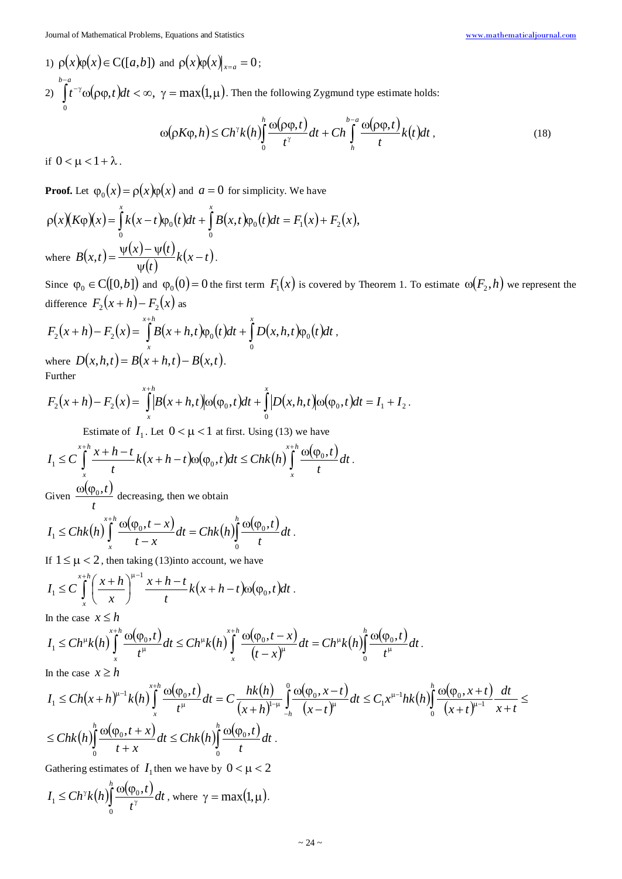1) $\rho(x)\varphi(x) \in C([a,b])$ and $\rho(x)\varphi(x)\big|_{x=a} = 0$;

2) $\int_0^{b-a} t^{-\gamma}\omega(\rho\varphi,t)dt < \infty$, $\gamma = \max(1,\mu)$. Then the following Zygmund type estimate holds:

$$\omega(\rho K\varphi, h) \le Ch^{\gamma}k(h)\int_0^h \frac{\omega(\rho\varphi,t)}{t^{\gamma}}dt + Ch\int_h^{b-a}\frac{\omega(\rho\varphi,t)}{t}k(t)dt, \tag{18}$$

if $0 < \mu < 1+\lambda$.

**Proof.** Let $\varphi_0(x) = \rho(x)\varphi(x)$ and $a = 0$ for simplicity. We have

$$\rho(x)(K\varphi)(x) = \int_0^x k(x-t)\varphi_0(t)dt + \int_0^x B(x,t)\varphi_0(t)dt = F_1(x) + F_2(x),$$

where $B(x,t) = \dfrac{\psi(x)-\psi(t)}{\psi(t)}k(x-t)$.

Since $\varphi_0 \in C([0,b])$ and $\varphi_0(0) = 0$ the first term $F_1(x)$ is covered by Theorem 1. To estimate $\omega(F_2,h)$ we represent the difference $F_2(x+h) - F_2(x)$ as

$$F_2(x+h) - F_2(x) = \int_x^{x+h} B(x+h,t)\varphi_0(t)dt + \int_0^x D(x,h,t)\varphi_0(t)dt,$$

where $D(x,h,t) = B(x+h,t) - B(x,t)$.

Further

$$F_2(x+h) - F_2(x) = \int_x^{x+h} |B(x+h,t)|\omega(\varphi_0,t)dt + \int_0^x |D(x,h,t)|\omega(\varphi_0,t)dt = I_1 + I_2.$$

Estimate of $I_1$. Let $0 < \mu < 1$ at first. Using (13) we have

$$I_1 \le C\int_x^{x+h}\frac{x+h-t}{t}k(x+h-t)\omega(\varphi_0,t)dt \le Chk(h)\int_x^{x+h}\frac{\omega(\varphi_0,t)}{t}dt.$$

Given $\dfrac{\omega(\varphi_0,t)}{t}$ decreasing, then we obtain

$$I_1 \le Chk(h)\int_x^{x+h}\frac{\omega(\varphi_0,t-x)}{t-x}dt = Chk(h)\int_0^h\frac{\omega(\varphi_0,t)}{t}dt.$$

If $1 \le \mu < 2$, then taking (13)into account, we have

$$I_1 \le C\int_x^{x+h}\left(\frac{x+h}{x}\right)^{\mu-1}\frac{x+h-t}{t}k(x+h-t)\omega(\varphi_0,t)dt.$$

In the case $x \le h$

$$I_1 \le Ch^{\mu}k(h)\int_x^{x+h}\frac{\omega(\varphi_0,t)}{t^{\mu}}dt \le Ch^{\mu}k(h)\int_x^{x+h}\frac{\omega(\varphi_0,t-x)}{(t-x)^{\mu}}dt = Ch^{\mu}k(h)\int_0^h\frac{\omega(\varphi_0,t)}{t^{\mu}}dt.$$

In the case $x \ge h$

$$I_1 \le Ch(x+h)^{\mu-1}k(h)\int_x^{x+h}\frac{\omega(\varphi_0,t)}{t^{\mu}}dt = C\frac{hk(h)}{(x+h)^{1-\mu}}\int_{-h}^0\frac{\omega(\varphi_0,x-t)}{(x-t)^{\mu}}dt \le C_1x^{\mu-1}hk(h)\int_0^h\frac{\omega(\varphi_0,x+t)}{(x+t)^{\mu-1}}\frac{dt}{x+t} \le$$

$$\le Chk(h)\int_0^h\frac{\omega(\varphi_0,t+x)}{t+x}dt \le Chk(h)\int_0^h\frac{\omega(\varphi_0,t)}{t}dt.$$

Gathering estimates of $I_1$ then we have by $0 < \mu < 2$

$$I_1 \le Ch^{\gamma}k(h)\int_0^h\frac{\omega(\varphi_0,t)}{t^{\gamma}}dt, \text{ where } \gamma = \max(1,\mu).$$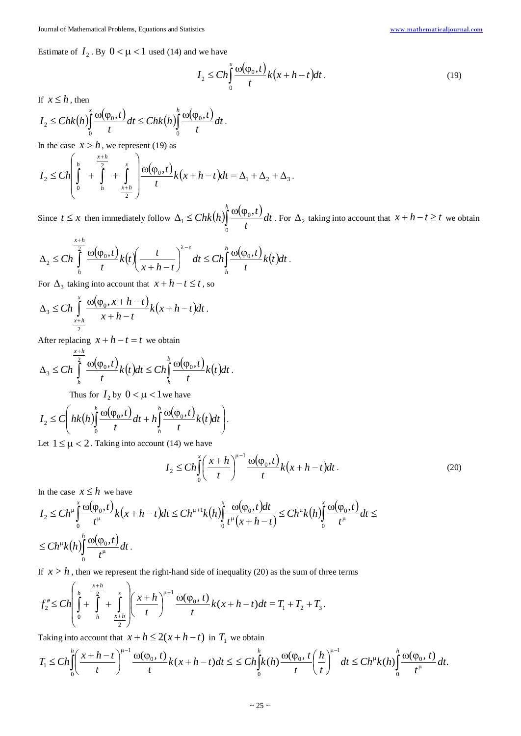Estimate of $I_2$. By $0<\mu<1$ used (14) and we have

$$I_2 \le Ch\int_0^x \frac{\omega(\varphi_0,t)}{t}k(x+h-t)dt. \tag{19}$$

If $x \le h$, then

$$I_2 \le Chk(h)\int_0^x \frac{\omega(\varphi_0,t)}{t}dt \le Chk(h)\int_0^h \frac{\omega(\varphi_0,t)}{t}dt.$$

In the case $x>h$, we represent (19) as

$$I_2 \le Ch\left(\int_0^h + \int_h^{\frac{x+h}{2}} + \int_{\frac{x+h}{2}}^x\right)\frac{\omega(\varphi_0,t)}{t}k(x+h-t)dt = \Delta_1+\Delta_2+\Delta_3.$$

Since $t \le x$ then immediately follow $\Delta_1 \le Chk(h)\int_0^h \frac{\omega(\varphi_0,t)}{t}dt$. For $\Delta_2$ taking into account that $x+h-t \ge t$ we obtain

$$\Delta_2 \le Ch\int_h^{\frac{x+h}{2}} \frac{\omega(\varphi_0,t)}{t}k(t)\left(\frac{t}{x+h-t}\right)^{\lambda-\varepsilon}dt \le Ch\int_h^b \frac{\omega(\varphi_0,t)}{t}k(t)dt.$$

For $\Delta_3$ taking into account that $x+h-t \le t$, so

$$\Delta_3 \le Ch\int_{\frac{x+h}{2}}^x \frac{\omega(\varphi_0,x+h-t)}{x+h-t}k(x+h-t)dt.$$

After replacing $x+h-t=t$ we obtain

$$\Delta_3 \le Ch\int_h^{\frac{x+h}{2}} \frac{\omega(\varphi_0,t)}{t}k(t)dt \le Ch\int_h^b \frac{\omega(\varphi_0,t)}{t}k(t)dt.$$

Thus for $I_2$ by $0<\mu<1$ we have

$$I_2 \le C\left(hk(h)\int_0^h \frac{\omega(\varphi_0,t)}{t}dt + h\int_h^b \frac{\omega(\varphi_0,t)}{t}k(t)dt\right).$$

Let $1 \le \mu < 2$. Taking into account (14) we have

$$I_2 \le Ch\int_0^x \left(\frac{x+h}{t}\right)^{\mu-1}\frac{\omega(\varphi_0,t)}{t}k(x+h-t)dt. \tag{20}$$

In the case $x \le h$ we have

$$I_2 \le Ch^{\mu}\int_0^x \frac{\omega(\varphi_0,t)}{t^{\mu}}k(x+h-t)dt \le Ch^{\mu+1}k(h)\int_0^x \frac{\omega(\varphi_0,t)dt}{t^{\mu}(x+h-t)} \le Ch^{\mu}k(h)\int_0^x \frac{\omega(\varphi_0,t)}{t^{\mu}}dt \le$$

$$\le Ch^{\mu}k(h)\int_0^h \frac{\omega(\varphi_0,t)}{t^{\mu}}dt.$$

If $x>h$, then we represent the right-hand side of inequality (20) as the sum of three terms

$$f_2'' \le Ch\left(\int_0^h + \int_h^{\frac{x+h}{2}} + \int_{\frac{x+h}{2}}^x\right)\left(\frac{x+h}{t}\right)^{\mu-1}\frac{\omega(\varphi_0,t)}{t}k(x+h-t)dt = T_1+T_2+T_3.$$

Taking into account that $x+h \le 2(x+h-t)$ in $T_1$ we obtain

$$T_1 \le Ch\int_0^h \left(\frac{x+h-t}{t}\right)^{\mu-1}\frac{\omega(\varphi_0,t)}{t}k(x+h-t)dt \le \le Ch\int_0^h k(h)\frac{\omega(\varphi_0,t}{t}\left(\frac{h}{t}\right)^{\mu-1}dt \le Ch^{\mu}k(h)\int_0^h \frac{\omega(\varphi_0,t)}{t^{\mu}}dt.$$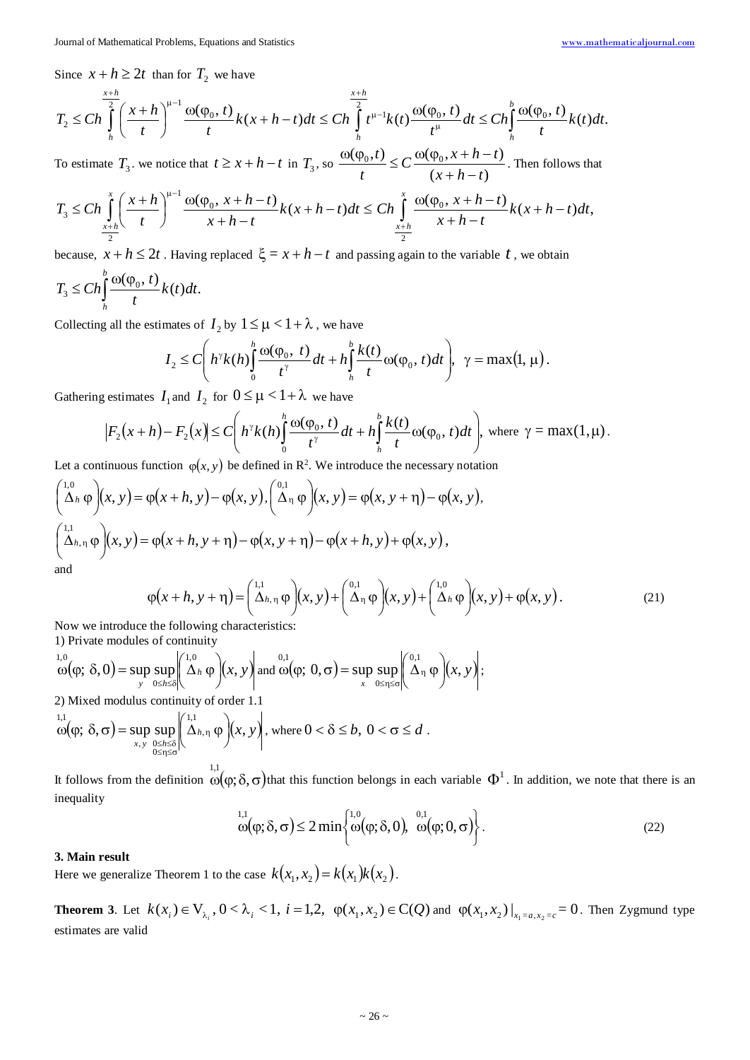Since $x+h \geq 2t$ than for $T_2$ we have

$$T_2 \leq Ch\int_h^{\frac{x+h}{2}} \left(\frac{x+h}{t}\right)^{\mu-1} \frac{\omega(\varphi_0, t)}{t} k(x+h-t)dt \leq Ch\int_h^{\frac{x+h}{2}} t^{\mu-1}k(t)\frac{\omega(\varphi_0, t)}{t^{\mu}}dt \leq Ch\int_h^b \frac{\omega(\varphi_0, t)}{t}k(t)dt.$$

To estimate $T_3$. we notice that $t \geq x+h-t$ in $T_3$, so $\dfrac{\omega(\varphi_0,t)}{t} \leq C\dfrac{\omega(\varphi_0, x+h-t)}{(x+h-t)}$. Then follows that

$$T_3 \leq Ch\int_{\frac{x+h}{2}}^{x} \left(\frac{x+h}{t}\right)^{\mu-1} \frac{\omega(\varphi_0, x+h-t)}{x+h-t} k(x+h-t)dt \leq Ch\int_{\frac{x+h}{2}}^{x} \frac{\omega(\varphi_0, x+h-t)}{x+h-t}k(x+h-t)dt,$$

because, $x+h \leq 2t$. Having replaced $\xi = x+h-t$ and passing again to the variable $t$, we obtain

$$T_3 \leq Ch\int_h^b \frac{\omega(\varphi_0, t)}{t}k(t)dt.$$

Collecting all the estimates of $I_2$ by $1 \leq \mu < 1+\lambda$, we have

$$I_2 \leq C\left(h^{\gamma}k(h)\int_0^h \frac{\omega(\varphi_0,\, t)}{t^{\gamma}}dt + h\int_h^b \frac{k(t)}{t}\omega(\varphi_0, t)dt\right),\ \ \gamma = \max(1,\, \mu).$$

Gathering estimates $I_1$ and $I_2$ for $0 \leq \mu < 1+\lambda$ we have

$$\left|F_2(x+h) - F_2(x)\right| \leq C\left(h^{\gamma}k(h)\int_0^h \frac{\omega(\varphi_0,\, t)}{t^{\gamma}}dt + h\int_h^b \frac{k(t)}{t}\omega(\varphi_0, t)dt\right),\ \text{where}\ \gamma = \max(1,\mu).$$

Let a continuous function $\varphi(x, y)$ be defined in $R^2$. We introduce the necessary notation

$$\left(\overset{1,0}{\Delta}_h\, \varphi\right)(x,y) = \varphi(x+h, y) - \varphi(x,y),\ \left(\overset{0,1}{\Delta}_{\eta}\, \varphi\right)(x,y) = \varphi(x, y+\eta) - \varphi(x,y),$$

$$\left(\overset{1,1}{\Delta}_{h,\eta}\, \varphi\right)(x,y) = \varphi(x+h, y+\eta) - \varphi(x, y+\eta) - \varphi(x+h, y) + \varphi(x,y),$$

and

$$\varphi(x+h, y+\eta) = \left(\overset{1,1}{\Delta}_{h,\eta}\, \varphi\right)(x,y) + \left(\overset{0,1}{\Delta}_{\eta}\, \varphi\right)(x,y) + \left(\overset{1,0}{\Delta}_h\, \varphi\right)(x,y) + \varphi(x,y). \tag{21}$$

Now we introduce the following characteristics:

1) Private modules of continuity

$$\overset{1,0}{\omega}(\varphi;\ \delta, 0) = \sup_{y}\sup_{0 \leq h \leq \delta}\left|\left(\overset{1,0}{\Delta}_h\, \varphi\right)(x,y)\right| \text{ and } \overset{0,1}{\omega}(\varphi;\ 0, \sigma) = \sup_{x}\sup_{0 \leq \eta \leq \sigma}\left|\left(\overset{0,1}{\Delta}_{\eta}\, \varphi\right)(x,y)\right|;$$

2) Mixed modulus continuity of order 1.1

$$\overset{1,1}{\omega}(\varphi;\ \delta, \sigma) = \sup_{x,y}\sup_{\substack{0 \leq h \leq \delta \\ 0 \leq \eta \leq \sigma}}\left|\left(\overset{1,1}{\Delta}_{h,\eta}\, \varphi\right)(x,y)\right|, \text{ where } 0 < \delta \leq b,\ 0 < \sigma \leq d\,.$$

It follows from the definition $\overset{1,1}{\omega}(\varphi;\delta,\sigma)$ that this function belongs in each variable $\Phi^1$. In addition, we note that there is an inequality

$$\overset{1,1}{\omega}(\varphi;\delta,\sigma) \leq 2\min\left\{\overset{1,0}{\omega}(\varphi;\delta,0),\ \overset{0,1}{\omega}(\varphi;0,\sigma)\right\}. \tag{22}$$

### 3. Main result

Here we generalize Theorem 1 to the case $k(x_1, x_2) = k(x_1)k(x_2)$.

**Theorem 3**. Let $k(x_i) \in V_{\lambda_i}$, $0 < \lambda_i < 1$, $i = 1,2$, $\varphi(x_1, x_2) \in C(Q)$ and $\varphi(x_1, x_2)\,|_{x_1 = a, x_2 = c} = 0$. Then Zygmund type estimates are valid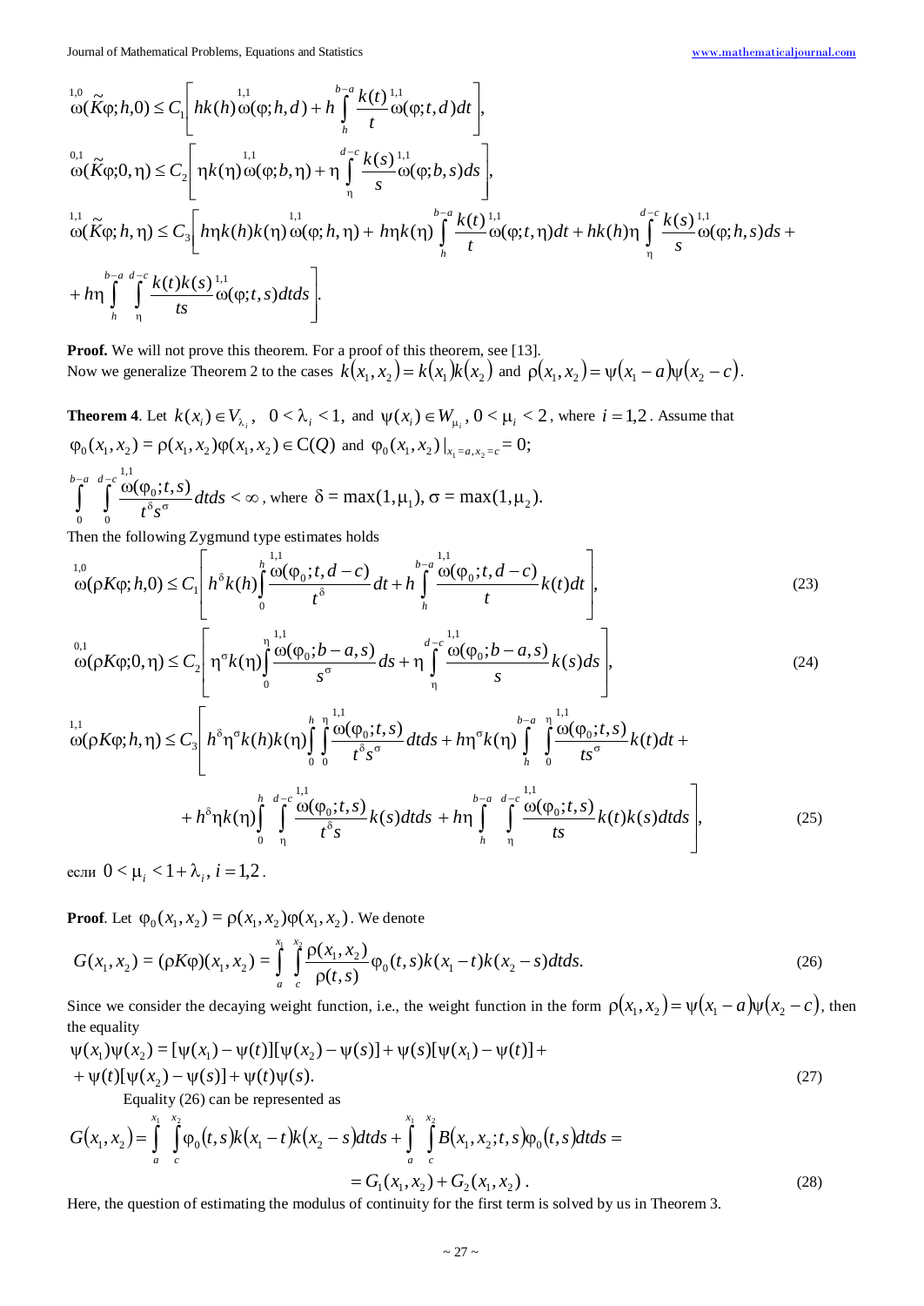$$\overset{1,0}{\omega}(\widetilde{K}\varphi;h,0) \le C_1\left[hk(h)\overset{1,1}{\omega}(\varphi;h,d) + h\int_h^{b-a}\frac{k(t)}{t}\overset{1,1}{\omega}(\varphi;t,d)dt\right],$$

$$\overset{0,1}{\omega}(\widetilde{K}\varphi;0,\eta) \le C_2\left[\eta k(\eta)\overset{1,1}{\omega}(\varphi;b,\eta) + \eta\int_\eta^{d-c}\frac{k(s)}{s}\overset{1,1}{\omega}(\varphi;b,s)ds\right],$$

$$\overset{1,1}{\omega}(\widetilde{K}\varphi;h,\eta) \le C_3\left[h\eta k(h)k(\eta)\overset{1,1}{\omega}(\varphi;h,\eta) + h\eta k(\eta)\int_h^{b-a}\frac{k(t)}{t}\overset{1,1}{\omega}(\varphi;t,\eta)dt + hk(h)\eta\int_\eta^{d-c}\frac{k(s)}{s}\overset{1,1}{\omega}(\varphi;h,s)ds + \right.$$
$$\left. + h\eta\int_h^{b-a}\int_\eta^{d-c}\frac{k(t)k(s)}{ts}\overset{1,1}{\omega}(\varphi;t,s)dtds\right].$$

**Proof.** We will not prove this theorem. For a proof of this theorem, see [13].
Now we generalize Theorem 2 to the cases $k(x_1,x_2) = k(x_1)k(x_2)$ and $\rho(x_1,x_2) = \psi(x_1-a)\psi(x_2-c)$.

**Theorem 4**. Let $k(x_i) \in V_{\lambda_i}$, $0 < \lambda_i < 1$, and $\psi(x_i) \in W_{\mu_i}$, $0 < \mu_i < 2$, where $i = 1,2$. Assume that $\varphi_0(x_1,x_2) = \rho(x_1,x_2)\varphi(x_1,x_2) \in C(Q)$ and $\varphi_0(x_1,x_2)|_{x_1=a,x_2=c} = 0;$

$\int_0^{b-a}\int_0^{d-c}\frac{\overset{1,1}{\omega}(\varphi_0;t,s)}{t^\delta s^\sigma}dtds < \infty$, where $\delta = \max(1,\mu_1)$, $\sigma = \max(1,\mu_2)$.

Then the following Zygmund type estimates holds

$$\overset{1,0}{\omega}(\rho K\varphi;h,0) \le C_1\left[h^\delta k(h)\int_0^h\frac{\overset{1,1}{\omega}(\varphi_0;t,d-c)}{t^\delta}dt + h\int_h^{b-a}\frac{\overset{1,1}{\omega}(\varphi_0;t,d-c)}{t}k(t)dt\right], \tag{23}$$

$$\overset{0,1}{\omega}(\rho K\varphi;0,\eta) \le C_2\left[\eta^\sigma k(\eta)\int_0^\eta\frac{\overset{1,1}{\omega}(\varphi_0;b-a,s)}{s^\sigma}ds + \eta\int_\eta^{d-c}\frac{\overset{1,1}{\omega}(\varphi_0;b-a,s)}{s}k(s)ds\right], \tag{24}$$

$$\overset{1,1}{\omega}(\rho K\varphi;h,\eta) \le C_3\left[h^\delta\eta^\sigma k(h)k(\eta)\int_0^h\int_0^\eta\frac{\overset{1,1}{\omega}(\varphi_0;t,s)}{t^\delta s^\sigma}dtds + h\eta^\sigma k(\eta)\int_h^{b-a}\int_0^\eta\frac{\overset{1,1}{\omega}(\varphi_0;t,s)}{ts^\sigma}k(t)dt + \right.$$
$$\left. + h^\delta\eta k(\eta)\int_0^h\int_\eta^{d-c}\frac{\overset{1,1}{\omega}(\varphi_0;t,s)}{t^\delta s}k(s)dtds + h\eta\int_h^{b-a}\int_\eta^{d-c}\frac{\overset{1,1}{\omega}(\varphi_0;t,s)}{ts}k(t)k(s)dtds\right], \tag{25}$$

если $0 < \mu_i < 1 + \lambda_i$, $i = 1,2$.

**Proof**. Let $\varphi_0(x_1,x_2) = \rho(x_1,x_2)\varphi(x_1,x_2)$. We denote

$$G(x_1,x_2) = (\rho K\varphi)(x_1,x_2) = \int_a^{x_1}\int_c^{x_2}\frac{\rho(x_1,x_2)}{\rho(t,s)}\varphi_0(t,s)k(x_1-t)k(x_2-s)dtds. \tag{26}$$

Since we consider the decaying weight function, i.e., the weight function in the form $\rho(x_1,x_2) = \psi(x_1-a)\psi(x_2-c)$, then the equality

$$\psi(x_1)\psi(x_2) = [\psi(x_1)-\psi(t)][\psi(x_2)-\psi(s)] + \psi(s)[\psi(x_1)-\psi(t)] +$$
$$+ \psi(t)[\psi(x_2)-\psi(s)] + \psi(t)\psi(s). \tag{27}$$

Equality (26) can be represented as

$$G(x_1,x_2) = \int_a^{x_1}\int_c^{x_2}\varphi_0(t,s)k(x_1-t)k(x_2-s)dtds + \int_a^{x_1}\int_c^{x_2}B(x_1,x_2;t,s)\varphi_0(t,s)dtds =$$
$$= G_1(x_1,x_2) + G_2(x_1,x_2). \tag{28}$$

Here, the question of estimating the modulus of continuity for the first term is solved by us in Theorem 3.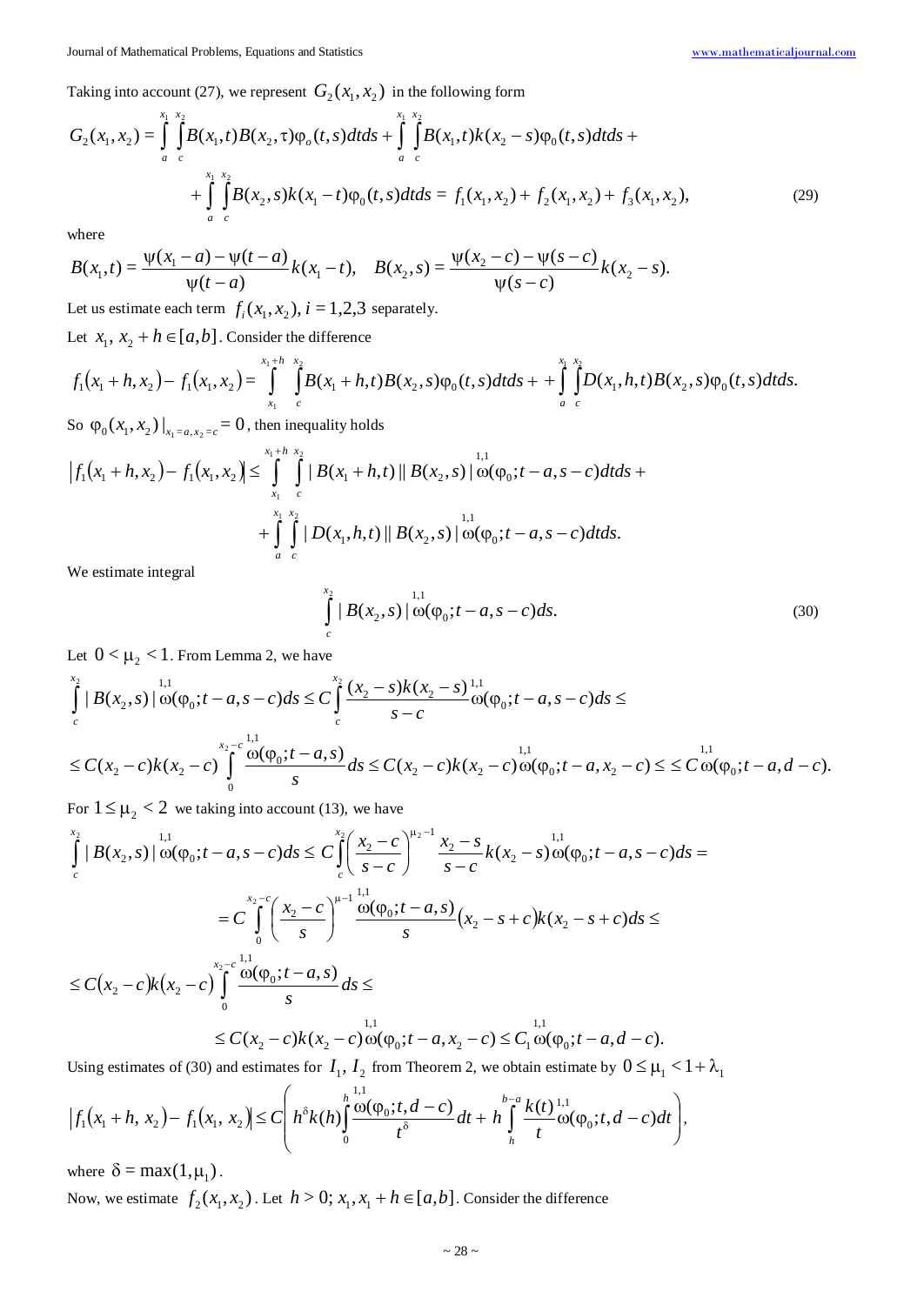Taking into account (27), we represent $G_2(x_1, x_2)$ in the following form

$$G_2(x_1,x_2) = \int_a^{x_1}\int_c^{x_2} B(x_1,t)B(x_2,\tau)\varphi_o(t,s)dtds + \int_a^{x_1}\int_c^{x_2} B(x_1,t)k(x_2-s)\varphi_0(t,s)dtds +$$
$$+\int_a^{x_1}\int_c^{x_2} B(x_2,s)k(x_1-t)\varphi_0(t,s)dtds = f_1(x_1,x_2)+f_2(x_1,x_2)+f_3(x_1,x_2), \tag{29}$$

where

$$B(x_1,t)=\frac{\psi(x_1-a)-\psi(t-a)}{\psi(t-a)}k(x_1-t), \quad B(x_2,s)=\frac{\psi(x_2-c)-\psi(s-c)}{\psi(s-c)}k(x_2-s).$$

Let us estimate each term $f_i(x_1,x_2),\ i=1,2,3$ separately.

Let $x_1,\ x_2+h\in[a,b]$. Consider the difference

$$f_1(x_1+h,x_2)-f_1(x_1,x_2)=\int_{x_1}^{x_1+h}\int_c^{x_2} B(x_1+h,t)B(x_2,s)\varphi_0(t,s)dtds + +\int_a^{x_1}\int_c^{x_2} D(x_1,h,t)B(x_2,s)\varphi_0(t,s)dtds.$$

So $\varphi_0(x_1,x_2)|_{x_1=a,x_2=c}=0$, then inequality holds

$$\left|f_1(x_1+h,x_2)-f_1(x_1,x_2)\right|\le \int_{x_1}^{x_1+h}\int_c^{x_2} |B(x_1+h,t)||B(x_2,s)|\overset{1,1}{\omega}(\varphi_0;t-a,s-c)dtds +$$
$$+\int_a^{x_1}\int_c^{x_2} |D(x_1,h,t)||B(x_2,s)|\overset{1,1}{\omega}(\varphi_0;t-a,s-c)dtds.$$

We estimate integral

$$\int_c^{x_2} |B(x_2,s)|\overset{1,1}{\omega}(\varphi_0;t-a,s-c)ds. \tag{30}$$

Let $0<\mu_2<1$. From Lemma 2, we have

$$\int_c^{x_2} |B(x_2,s)|\overset{1,1}{\omega}(\varphi_0;t-a,s-c)ds \le C\int_c^{x_2}\frac{(x_2-s)k(x_2-s)}{s-c}\overset{1,1}{\omega}(\varphi_0;t-a,s-c)ds \le$$
$$\le C(x_2-c)k(x_2-c)\int_0^{x_2-c}\frac{\overset{1,1}{\omega}(\varphi_0;t-a,s)}{s}ds \le C(x_2-c)k(x_2-c)\overset{1,1}{\omega}(\varphi_0;t-a,x_2-c)\le \le C\overset{1,1}{\omega}(\varphi_0;t-a,d-c).$$

For $1\le\mu_2<2$ we taking into account (13), we have

$$\int_c^{x_2} |B(x_2,s)|\overset{1,1}{\omega}(\varphi_0;t-a,s-c)ds \le C\int_c^{x_2}\left(\frac{x_2-c}{s-c}\right)^{\mu_2-1}\frac{x_2-s}{s-c}k(x_2-s)\overset{1,1}{\omega}(\varphi_0;t-a,s-c)ds =$$
$$=C\int_0^{x_2-c}\left(\frac{x_2-c}{s}\right)^{\mu-1}\frac{\overset{1,1}{\omega}(\varphi_0;t-a,s)}{s}(x_2-s+c)k(x_2-s+c)ds \le$$
$$\le C(x_2-c)k(x_2-c)\int_0^{x_2-c}\frac{\overset{1,1}{\omega}(\varphi_0;t-a,s)}{s}ds \le$$
$$\le C(x_2-c)k(x_2-c)\overset{1,1}{\omega}(\varphi_0;t-a,x_2-c)\le C_1\overset{1,1}{\omega}(\varphi_0;t-a,d-c).$$

Using estimates of (30) and estimates for $I_1,\ I_2$ from Theorem 2, we obtain estimate by $0\le\mu_1<1+\lambda_1$

$$\left|f_1(x_1+h,\ x_2)-f_1(x_1,\ x_2)\right|\le C\left(h^{\delta}k(h)\int_0^h\frac{\overset{1,1}{\omega}(\varphi_0;t,d-c)}{t^{\delta}}dt + h\int_h^{b-a}\frac{k(t)}{t}\overset{1,1}{\omega}(\varphi_0;t,d-c)dt\right),$$

where $\delta=\max(1,\mu_1)$.

Now, we estimate $f_2(x_1,x_2)$. Let $h>0;\ x_1,x_1+h\in[a,b]$. Consider the difference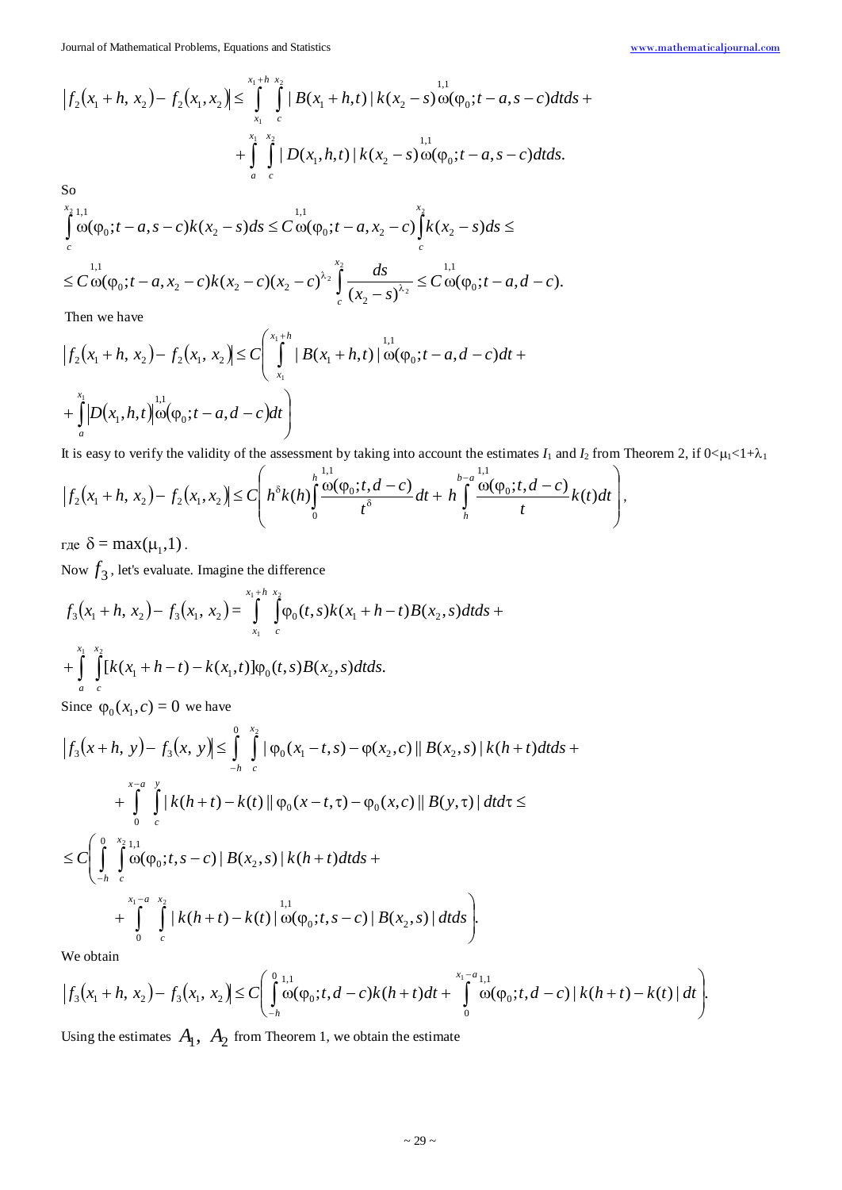$$\left|f_2(x_1+h,\,x_2)-f_2(x_1,x_2)\right|\le\int\limits_{x_1}^{x_1+h}\int\limits_{c}^{x_2}|\,B(x_1+h,t)\,|\,k(x_2-s)\overset{1,1}{\omega}(\varphi_0;t-a,s-c)dtds+$$

$$+\int\limits_{a}^{x_1}\int\limits_{c}^{x_2}|\,D(x_1,h,t)\,|\,k(x_2-s)\overset{1,1}{\omega}(\varphi_0;t-a,s-c)dtds.$$

So

$$\int\limits_{c}^{x_2}\overset{1,1}{\omega}(\varphi_0;t-a,s-c)k(x_2-s)ds\le C\overset{1,1}{\omega}(\varphi_0;t-a,x_2-c)\int\limits_{c}^{x_2}k(x_2-s)ds\le$$

$$\le C\overset{1,1}{\omega}(\varphi_0;t-a,x_2-c)k(x_2-c)(x_2-c)^{\lambda_2}\int\limits_{c}^{x_2}\frac{ds}{(x_2-s)^{\lambda_2}}\le C\overset{1,1}{\omega}(\varphi_0;t-a,d-c).$$

Then we have

$$\left|f_2(x_1+h,\,x_2)-f_2(x_1,\,x_2)\right|\le C\left(\int\limits_{x_1}^{x_1+h}|\,B(x_1+h,t)\,|\overset{1,1}{\omega}(\varphi_0;t-a,d-c)dt+\right.$$

$$\left.+\int\limits_{a}^{x_1}\left|D(x_1,h,t)\right|\overset{1,1}{\omega}(\varphi_0;t-a,d-c)dt\right)$$

It is easy to verify the validity of the assessment by taking into account the estimates $I_1$ and $I_2$ from Theorem 2, if $0<\mu_1<1+\lambda_1$

$$\left|f_2(x_1+h,\,x_2)-f_2(x_1,x_2)\right|\le C\left(h^{\delta}k(h)\int\limits_{0}^{h}\frac{\overset{1,1}{\omega}(\varphi_0;t,d-c)}{t^{\delta}}dt+h\int\limits_{h}^{b-a}\frac{\overset{1,1}{\omega}(\varphi_0;t,d-c)}{t}k(t)dt\right),$$

где $\delta=\max(\mu_1,1)$.

Now $f_3$, let's evaluate. Imagine the difference

$$f_3(x_1+h,\,x_2)-f_3(x_1,\,x_2)=\int\limits_{x_1}^{x_1+h}\int\limits_{c}^{x_2}\varphi_0(t,s)k(x_1+h-t)B(x_2,s)dtds+$$

$$+\int\limits_{a}^{x_1}\int\limits_{c}^{x_2}[k(x_1+h-t)-k(x_1,t)]\varphi_0(t,s)B(x_2,s)dtds.$$

Since $\varphi_0(x_1,c)=0$ we have

$$\left|f_3(x+h,\,y)-f_3(x,\,y)\right|\le\int\limits_{-h}^{0}\int\limits_{c}^{x_2}|\,\varphi_0(x_1-t,s)-\varphi(x_2,c)\,||\,B(x_2,s)\,|\,k(h+t)dtds+$$

$$+\int\limits_{0}^{x-a}\int\limits_{c}^{y}|\,k(h+t)-k(t)\,||\,\varphi_0(x-t,\tau)-\varphi_0(x,c)\,||\,B(y,\tau)\,|\,dtd\tau\le$$

$$\le C\left(\int\limits_{-h}^{0}\int\limits_{c}^{x_2}\overset{1,1}{\omega}(\varphi_0;t,s-c)\,|\,B(x_2,s)\,|\,k(h+t)dtds+\right.$$

$$\left.+\int\limits_{0}^{x_1-a}\int\limits_{c}^{x_2}|\,k(h+t)-k(t)\,|\overset{1,1}{\omega}(\varphi_0;t,s-c)\,|\,B(x_2,s)\,|\,dtds\right).$$

We obtain

$$\left|f_3(x_1+h,\,x_2)-f_3(x_1,\,x_2)\right|\le C\left(\int\limits_{-h}^{0}\overset{1,1}{\omega}(\varphi_0;t,d-c)k(h+t)dt+\int\limits_{0}^{x_1-a}\overset{1,1}{\omega}(\varphi_0;t,d-c)\,|\,k(h+t)-k(t)\,|\,dt\right).$$

Using the estimates $A_1,\ A_2$ from Theorem 1, we obtain the estimate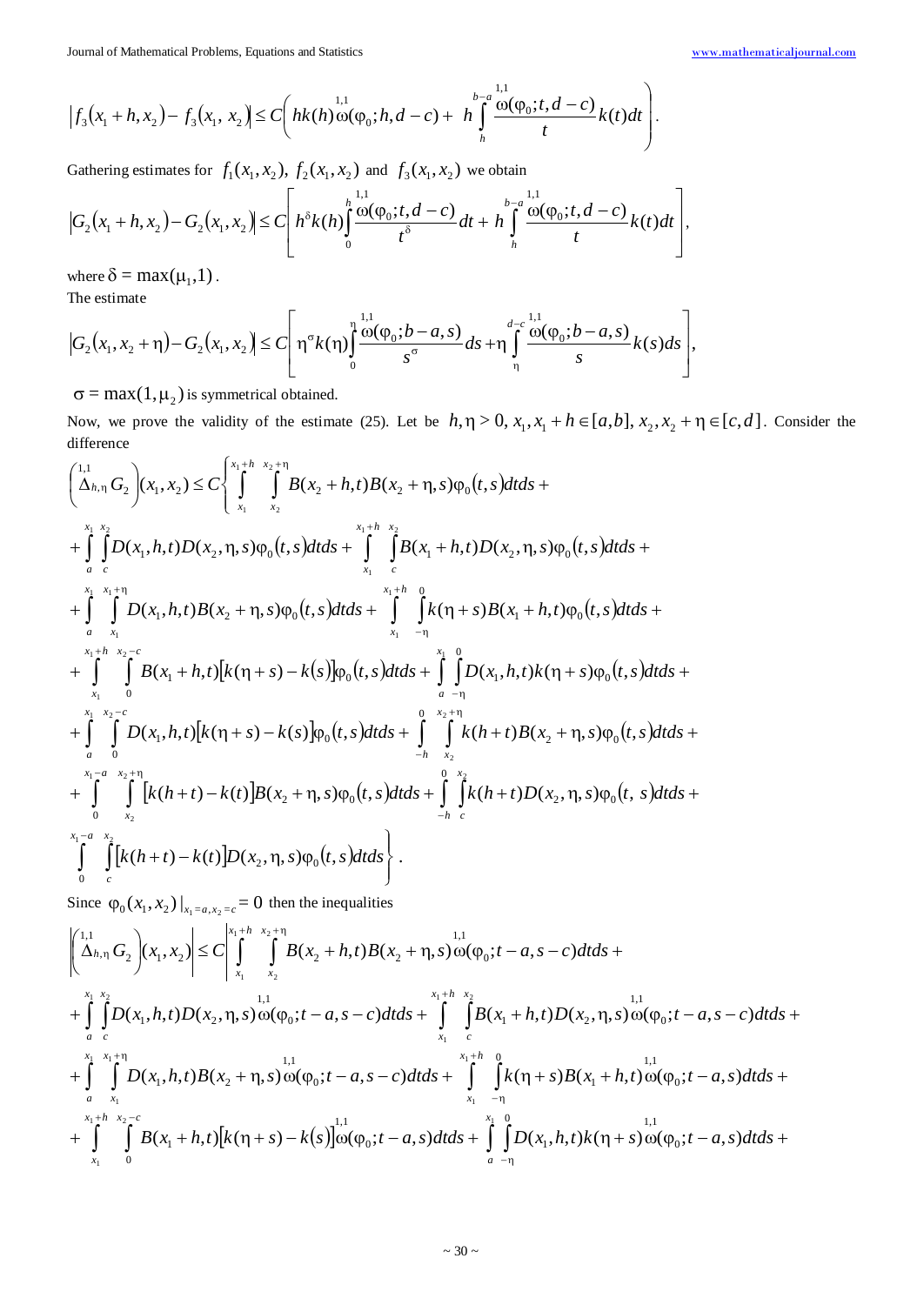$$\left|f_3(x_1+h,x_2)-f_3(x_1,\, x_2)\right|\le C\left( hk(h)\overset{1,1}{\omega}(\varphi_0;h,d-c)+\; h\int\limits_h^{b-a}\frac{\overset{1,1}{\omega}(\varphi_0;t,d-c)}{t}k(t)dt\right).$$

Gathering estimates for $f_1(x_1,x_2),\ f_2(x_1,x_2)$ and $f_3(x_1,x_2)$ we obtain

$$\left|G_2(x_1+h,x_2)-G_2(x_1,x_2)\right|\le C\left[h^{\delta}k(h)\int\limits_0^h\frac{\overset{1,1}{\omega}(\varphi_0;t,d-c)}{t^{\delta}}dt+h\int\limits_h^{b-a}\frac{\overset{1,1}{\omega}(\varphi_0;t,d-c)}{t}k(t)dt\right],$$

where $\delta=\max(\mu_1,1)$.

The estimate

$$\left|G_2(x_1,x_2+\eta)-G_2(x_1,x_2)\right|\le C\left[\eta^{\sigma}k(\eta)\int\limits_0^{\eta}\frac{\overset{1,1}{\omega}(\varphi_0;b-a,s)}{s^{\sigma}}ds+\eta\int\limits_{\eta}^{d-c}\frac{\overset{1,1}{\omega}(\varphi_0;b-a,s)}{s}k(s)ds\right],$$

$\sigma=\max(1,\mu_2)$ is symmetrical obtained.

Now, we prove the validity of the estimate (25). Let be $h,\eta>0,\ x_1,x_1+h\in[a,b],\ x_2,x_2+\eta\in[c,d]$. Consider the difference

$$\left(\overset{1,1}{\Delta}_{h,\eta}G_2\right)(x_1,x_2)\le C\left\{\int\limits_{x_1}^{x_1+h}\int\limits_{x_2}^{x_2+\eta}B(x_2+h,t)B(x_2+\eta,s)\varphi_0(t,s)dtds+\right.$$

$$+\int\limits_a^{x_1}\int\limits_c^{x_2}D(x_1,h,t)D(x_2,\eta,s)\varphi_0(t,s)dtds+\int\limits_{x_1}^{x_1+h}\int\limits_c^{x_2}B(x_1+h,t)D(x_2,\eta,s)\varphi_0(t,s)dtds+$$

$$+\int\limits_a^{x_1}\int\limits_{x_1}^{x_1+\eta}D(x_1,h,t)B(x_2+\eta,s)\varphi_0(t,s)dtds+\int\limits_{x_1}^{x_1+h}\int\limits_{-\eta}^{0}k(\eta+s)B(x_1+h,t)\varphi_0(t,s)dtds+$$

$$+\int\limits_{x_1}^{x_1+h}\int\limits_0^{x_2-c}B(x_1+h,t)\left[k(\eta+s)-k(s)\right]\varphi_0(t,s)dtds+\int\limits_a^{x_1}\int\limits_{-\eta}^{0}D(x_1,h,t)k(\eta+s)\varphi_0(t,s)dtds+$$

$$+\int\limits_a^{x_1}\int\limits_0^{x_2-c}D(x_1,h,t)\left[k(\eta+s)-k(s)\right]\varphi_0(t,s)dtds+\int\limits_{-h}^{0}\int\limits_{x_2}^{x_2+\eta}k(h+t)B(x_2+\eta,s)\varphi_0(t,s)dtds+$$

$$+\int\limits_0^{x_1-a}\int\limits_{x_2}^{x_2+\eta}\left[k(h+t)-k(t)\right]B(x_2+\eta,s)\varphi_0(t,s)dtds+\int\limits_{-h}^{0}\int\limits_c^{x_2}k(h+t)D(x_2,\eta,s)\varphi_0(t,\,s)dtds+$$

$$\left.\int\limits_0^{x_1-a}\int\limits_c^{x_2}\left[k(h+t)-k(t)\right]D(x_2,\eta,s)\varphi_0(t,s)dtds\right\}.$$

Since $\varphi_0(x_1,x_2)\,|_{x_1=a,x_2=c}=0$ then the inequalities

$$\left|\left(\overset{1,1}{\Delta}_{h,\eta}G_2\right)(x_1,x_2)\right|\le C\left|\int\limits_{x_1}^{x_1+h}\int\limits_{x_2}^{x_2+\eta}B(x_2+h,t)B(x_2+\eta,s)\overset{1,1}{\omega}(\varphi_0;t-a,s-c)dtds+\right.$$

$$+\int\limits_a^{x_1}\int\limits_c^{x_2}D(x_1,h,t)D(x_2,\eta,s)\overset{1,1}{\omega}(\varphi_0;t-a,s-c)dtds+\int\limits_{x_1}^{x_1+h}\int\limits_c^{x_2}B(x_1+h,t)D(x_2,\eta,s)\overset{1,1}{\omega}(\varphi_0;t-a,s-c)dtds+$$

$$+\int\limits_a^{x_1}\int\limits_{x_1}^{x_1+\eta}D(x_1,h,t)B(x_2+\eta,s)\overset{1,1}{\omega}(\varphi_0;t-a,s-c)dtds+\int\limits_{x_1}^{x_1+h}\int\limits_{-\eta}^{0}k(\eta+s)B(x_1+h,t)\overset{1,1}{\omega}(\varphi_0;t-a,s)dtds+$$

$$+\int\limits_{x_1}^{x_1+h}\int\limits_0^{x_2-c}B(x_1+h,t)\left[k(\eta+s)-k(s)\right]\overset{1,1}{\omega}(\varphi_0;t-a,s)dtds+\int\limits_a^{x_1}\int\limits_{-\eta}^{0}D(x_1,h,t)k(\eta+s)\overset{1,1}{\omega}(\varphi_0;t-a,s)dtds+$$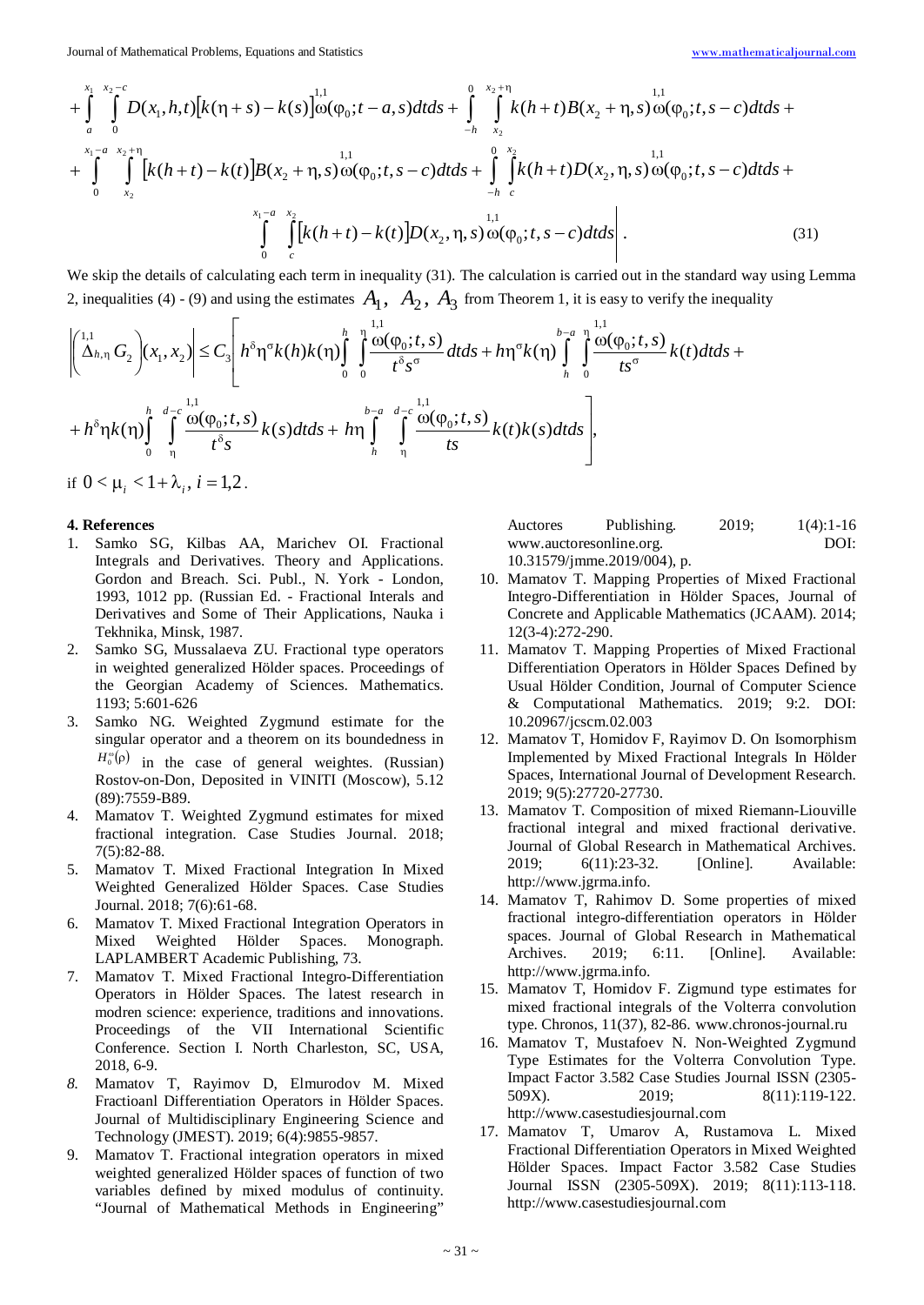$$+\int_{a}^{x_1}\int_{0}^{x_2-c} D(x_1,h,t)[k(\eta+s)-k(s)]\overset{1,1}{\omega}(\varphi_0;t-a,s)dtds+\int_{-h}^{0}\int_{x_2}^{x_2+\eta} k(h+t)B(x_2+\eta,s)\overset{1,1}{\omega}(\varphi_0;t,s-c)dtds+$$

$$+\int_{0}^{x_1-a}\int_{x_2}^{x_2+\eta}[k(h+t)-k(t)]B(x_2+\eta,s)\overset{1,1}{\omega}(\varphi_0;t,s-c)dtds+\int_{-h}^{0}\int_{c}^{x_2}k(h+t)D(x_2,\eta,s)\overset{1,1}{\omega}(\varphi_0;t,s-c)dtds+$$

$$\left.\int_{0}^{x_1-a}\int_{c}^{x_2}[k(h+t)-k(t)]D(x_2,\eta,s)\overset{1,1}{\omega}(\varphi_0;t,s-c)dtds\right|. \tag{31}$$

We skip the details of calculating each term in inequality (31). The calculation is carried out in the standard way using Lemma 2, inequalities (4) - (9) and using the estimates $A_1$, $A_2$, $A_3$ from Theorem 1, it is easy to verify the inequality

$$\left|\left(\overset{1,1}{\Delta}_{h,\eta}G_2\right)(x_1,x_2)\right|\le C_3\left[h^{\delta}\eta^{\sigma}k(h)k(\eta)\int_0^h\int_0^{\eta}\frac{\overset{1,1}{\omega}(\varphi_0;t,s)}{t^{\delta}s^{\sigma}}dtds+h\eta^{\sigma}k(\eta)\int_h^{b-a}\int_0^{\eta}\frac{\overset{1,1}{\omega}(\varphi_0;t,s)}{ts^{\sigma}}k(t)dtds+\right.$$

$$\left.+h^{\delta}\eta k(\eta)\int_0^h\int_{\eta}^{d-c}\frac{\overset{1,1}{\omega}(\varphi_0;t,s)}{t^{\delta}s}k(s)dtds+h\eta\int_h^{b-a}\int_{\eta}^{d-c}\frac{\overset{1,1}{\omega}(\varphi_0;t,s)}{ts}k(t)k(s)dtds\right],$$

if $0<\mu_i<1+\lambda_i,\ i=1,2$.

## 4. References

1. Samko SG, Kilbas AA, Marichev OI. Fractional Integrals and Derivatives. Theory and Applications. Gordon and Breach. Sci. Publ., N. York - London, 1993, 1012 pp. (Russian Ed. - Fractional Interals and Derivatives and Some of Their Applications, Nauka i Tekhnika, Minsk, 1987.
2. Samko SG, Mussalaeva ZU. Fractional type operators in weighted generalized Hölder spaces. Proceedings of the Georgian Academy of Sciences. Mathematics. 1193; 5:601-626
3. Samko NG. Weighted Zygmund estimate for the singular operator and a theorem on its boundedness in $H_0^{\omega}(\rho)$ in the case of general weightes. (Russian) Rostov-on-Don, Deposited in VINITI (Moscow), 5.12 (89):7559-B89.
4. Mamatov T. Weighted Zygmund estimates for mixed fractional integration. Case Studies Journal. 2018; 7(5):82-88.
5. Mamatov T. Mixed Fractional Integration In Mixed Weighted Generalized Hölder Spaces. Case Studies Journal. 2018; 7(6):61-68.
6. Mamatov T. Mixed Fractional Integration Operators in Mixed Weighted Hölder Spaces. Monograph. LAPLAMBERT Academic Publishing, 73.
7. Mamatov T. Mixed Fractional Integro-Differentiation Operators in Hölder Spaces. The latest research in modren science: experience, traditions and innovations. Proceedings of the VII International Scientific Conference. Section I. North Charleston, SC, USA, 2018, 6-9.
8. Mamatov T, Rayimov D, Elmurodov M. Mixed Fractioanl Differentiation Operators in Hölder Spaces. Journal of Multidisciplinary Engineering Science and Technology (JMEST). 2019; 6(4):9855-9857.
9. Mamatov T. Fractional integration operators in mixed weighted generalized Hölder spaces of function of two variables defined by mixed modulus of continuity. "Journal of Mathematical Methods in Engineering" Auctores Publishing. 2019; 1(4):1-16 www.auctoresonline.org. DOI: 10.31579/jmme.2019/004), p.
10. Mamatov T. Mapping Properties of Mixed Fractional Integro-Differentiation in Hölder Spaces, Journal of Concrete and Applicable Mathematics (JCAAM). 2014; 12(3-4):272-290.
11. Mamatov T. Mapping Properties of Mixed Fractional Differentiation Operators in Hölder Spaces Defined by Usual Hölder Condition, Journal of Computer Science & Computational Mathematics. 2019; 9:2. DOI: 10.20967/jcscm.02.003
12. Mamatov T, Homidov F, Rayimov D. On Isomorphism Implemented by Mixed Fractional Integrals In Hölder Spaces, International Journal of Development Research. 2019; 9(5):27720-27730.
13. Mamatov T. Composition of mixed Riemann-Liouville fractional integral and mixed fractional derivative. Journal of Global Research in Mathematical Archives. 2019; 6(11):23-32. [Online]. Available: http://www.jgrma.info.
14. Mamatov T, Rahimov D. Some properties of mixed fractional integro-differentiation operators in Hölder spaces. Journal of Global Research in Mathematical Archives. 2019; 6:11. [Online]. Available: http://www.jgrma.info.
15. Mamatov T, Homidov F. Zigmund type estimates for mixed fractional integrals of the Volterra convolution type. Chronos, 11(37), 82-86. www.chronos-journal.ru
16. Mamatov T, Mustafoev N. Non-Weighted Zygmund Type Estimates for the Volterra Convolution Type. Impact Factor 3.582 Case Studies Journal ISSN (2305-509X). 2019; 8(11):119-122. http://www.casestudiesjournal.com
17. Mamatov T, Umarov A, Rustamova L. Mixed Fractional Differentiation Operators in Mixed Weighted Hölder Spaces. Impact Factor 3.582 Case Studies Journal ISSN (2305-509X). 2019; 8(11):113-118. http://www.casestudiesjournal.com